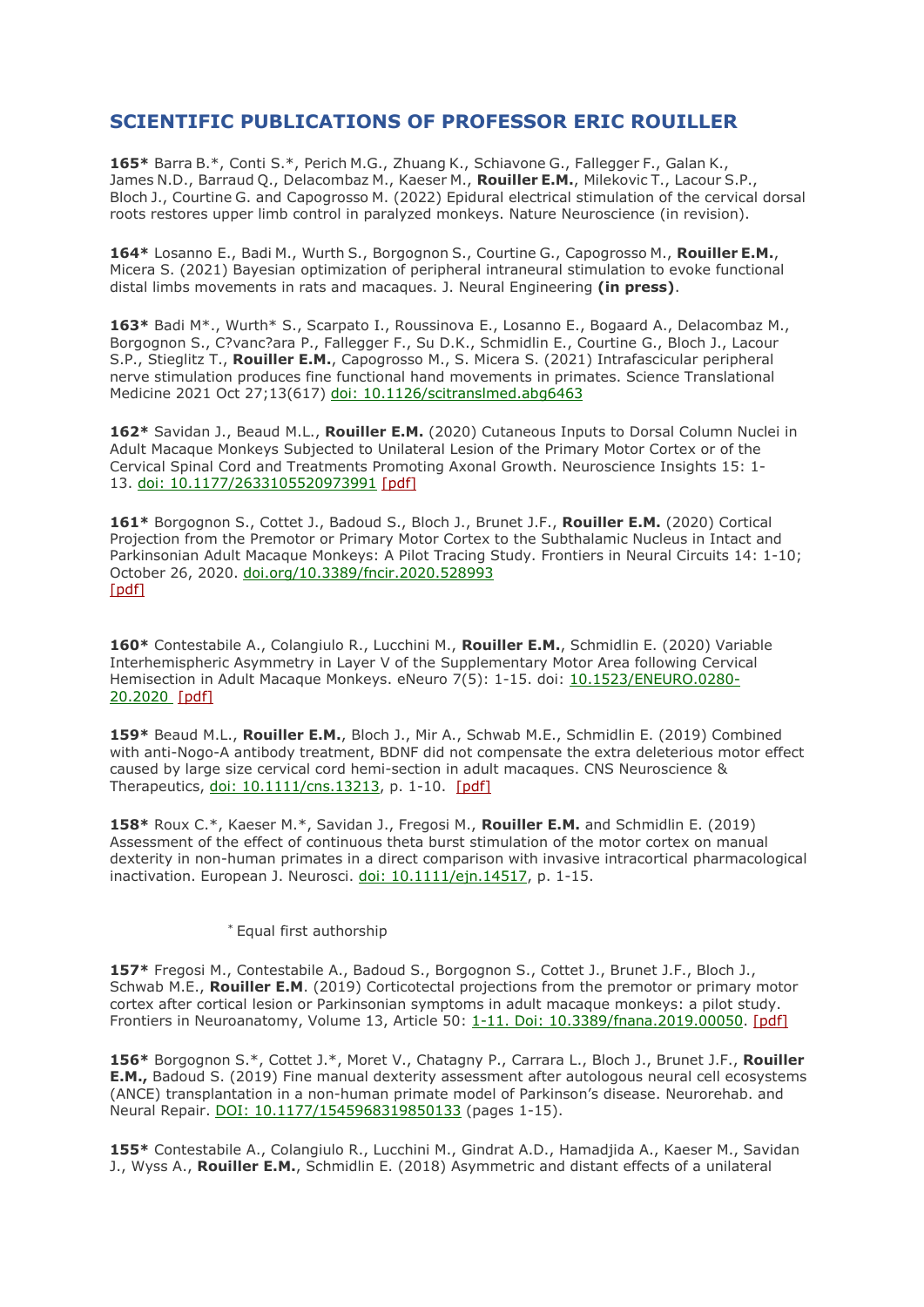# SCIENTIFIC PUBLICATIONS OF PROFESSOR ERIC ROUILLER

**165*** Barra B.*, Conti S.*, Perich M.G., Zhuang K., Schiavone G., Fallegger F., Galan K., James N.D., Barraud Q., Delacombaz M., Kaeser M., **Rouiller E.M.**, Milekovic T., Lacour S.P., Bloch J., Courtine G. and Capogrosso M. (2022) Epidural electrical stimulation of the cervical dorsal roots restores upper limb control in paralyzed monkeys. Nature Neuroscience (in revision).

**164*** Losanno E., Badi M., Wurth S., Borgognon S., Courtine G., Capogrosso M., **Rouiller E.M.**, Micera S. (2021) Bayesian optimization of peripheral intraneural stimulation to evoke functional distal limbs movements in rats and macaques. J. Neural Engineering **(in press)**.

**163*** Badi M*., Wurth* S., Scarpato I., Roussinova E., Losanno E., Bogaard A., Delacombaz M., Borgognon S., C?vanc?ara P., Fallegger F., Su D.K., Schmidlin E., Courtine G., Bloch J., Lacour S.P., Stieglitz T., **Rouiller E.M.**, Capogrosso M., S. Micera S. (2021) Intrafascicular peripheral nerve stimulation produces fine functional hand movements in primates. Science Translational Medicine 2021 Oct 27;13(617) doi: 10.1126/scitranslmed.abg6463

**162*** Savidan J., Beaud M.L., **Rouiller E.M.** (2020) Cutaneous Inputs to Dorsal Column Nuclei in Adult Macaque Monkeys Subjected to Unilateral Lesion of the Primary Motor Cortex or of the Cervical Spinal Cord and Treatments Promoting Axonal Growth. Neuroscience Insights 15: 1-13. doi: 10.1177/2633105520973991 [pdf]

**161*** Borgognon S., Cottet J., Badoud S., Bloch J., Brunet J.F., **Rouiller E.M.** (2020) Cortical Projection from the Premotor or Primary Motor Cortex to the Subthalamic Nucleus in Intact and Parkinsonian Adult Macaque Monkeys: A Pilot Tracing Study. Frontiers in Neural Circuits 14: 1-10; October 26, 2020. doi.org/10.3389/fncir.2020.528993 [pdf]

**160*** Contestabile A., Colangiulo R., Lucchini M., **Rouiller E.M.**, Schmidlin E. (2020) Variable Interhemispheric Asymmetry in Layer V of the Supplementary Motor Area following Cervical Hemisection in Adult Macaque Monkeys. eNeuro 7(5): 1-15. doi: 10.1523/ENEURO.0280-20.2020 [pdf]

**159*** Beaud M.L., **Rouiller E.M.**, Bloch J., Mir A., Schwab M.E., Schmidlin E. (2019) Combined with anti-Nogo-A antibody treatment, BDNF did not compensate the extra deleterious motor effect caused by large size cervical cord hemi-section in adult macaques. CNS Neuroscience & Therapeutics, doi: 10.1111/cns.13213, p. 1-10. [pdf]

**158*** Roux C.*, Kaeser M.*, Savidan J., Fregosi M., **Rouiller E.M.** and Schmidlin E. (2019) Assessment of the effect of continuous theta burst stimulation of the motor cortex on manual dexterity in non-human primates in a direct comparison with invasive intracortical pharmacological inactivation. European J. Neurosci. doi: 10.1111/ejn.14517, p. 1-15.

* Equal first authorship

**157*** Fregosi M., Contestabile A., Badoud S., Borgognon S., Cottet J., Brunet J.F., Bloch J., Schwab M.E., **Rouiller E.M**. (2019) Corticotectal projections from the premotor or primary motor cortex after cortical lesion or Parkinsonian symptoms in adult macaque monkeys: a pilot study. Frontiers in Neuroanatomy, Volume 13, Article 50: 1-11. Doi: 10.3389/fnana.2019.00050. [pdf]

**156*** Borgognon S.*, Cottet J.*, Moret V., Chatagny P., Carrara L., Bloch J., Brunet J.F., **Rouiller E.M.,** Badoud S. (2019) Fine manual dexterity assessment after autologous neural cell ecosystems (ANCE) transplantation in a non-human primate model of Parkinson's disease. Neurorehab. and Neural Repair. DOI: 10.1177/1545968319850133 (pages 1-15).

**155*** Contestabile A., Colangiulo R., Lucchini M., Gindrat A.D., Hamadjida A., Kaeser M., Savidan J., Wyss A., **Rouiller E.M.**, Schmidlin E. (2018) Asymmetric and distant effects of a unilateral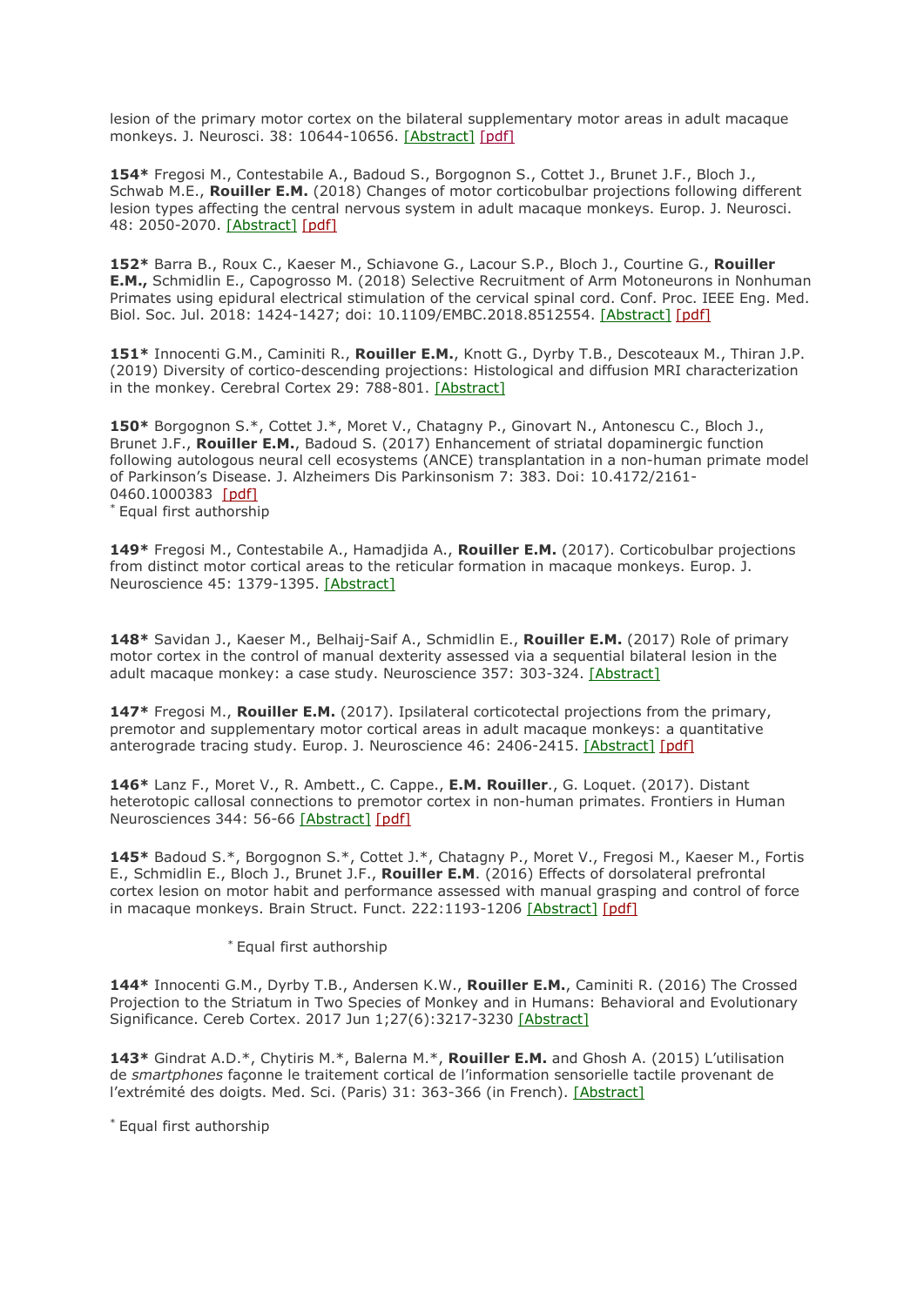lesion of the primary motor cortex on the bilateral supplementary motor areas in adult macaque monkeys. J. Neurosci. 38: 10644-10656. [Abstract] [pdf]

**154*** Fregosi M., Contestabile A., Badoud S., Borgognon S., Cottet J., Brunet J.F., Bloch J., Schwab M.E., **Rouiller E.M.** (2018) Changes of motor corticobulbar projections following different lesion types affecting the central nervous system in adult macaque monkeys. Europ. J. Neurosci. 48: 2050-2070. [Abstract] [pdf]

**152*** Barra B., Roux C., Kaeser M., Schiavone G., Lacour S.P., Bloch J., Courtine G., **Rouiller E.M.,** Schmidlin E., Capogrosso M. (2018) Selective Recruitment of Arm Motoneurons in Nonhuman Primates using epidural electrical stimulation of the cervical spinal cord. Conf. Proc. IEEE Eng. Med. Biol. Soc. Jul. 2018: 1424-1427; doi: 10.1109/EMBC.2018.8512554. [Abstract] [pdf]

**151*** Innocenti G.M., Caminiti R., **Rouiller E.M.**, Knott G., Dyrby T.B., Descoteaux M., Thiran J.P. (2019) Diversity of cortico-descending projections: Histological and diffusion MRI characterization in the monkey. Cerebral Cortex 29: 788-801. [Abstract]

**150*** Borgognon S.*, Cottet J.*, Moret V., Chatagny P., Ginovart N., Antonescu C., Bloch J., Brunet J.F., **Rouiller E.M.**, Badoud S. (2017) Enhancement of striatal dopaminergic function following autologous neural cell ecosystems (ANCE) transplantation in a non-human primate model of Parkinson's Disease. J. Alzheimers Dis Parkinsonism 7: 383. Doi: 10.4172/2161-0460.1000383 [pdf]
* Equal first authorship

**149*** Fregosi M., Contestabile A., Hamadjida A., **Rouiller E.M.** (2017). Corticobulbar projections from distinct motor cortical areas to the reticular formation in macaque monkeys. Europ. J. Neuroscience 45: 1379-1395. [Abstract]

**148*** Savidan J., Kaeser M., Belhaij-Saif A., Schmidlin E., **Rouiller E.M.** (2017) Role of primary motor cortex in the control of manual dexterity assessed via a sequential bilateral lesion in the adult macaque monkey: a case study. Neuroscience 357: 303-324. [Abstract]

**147*** Fregosi M., **Rouiller E.M.** (2017). Ipsilateral corticotectal projections from the primary, premotor and supplementary motor cortical areas in adult macaque monkeys: a quantitative anterograde tracing study. Europ. J. Neuroscience 46: 2406-2415. [Abstract] [pdf]

**146*** Lanz F., Moret V., R. Ambett., C. Cappe., **E.M. Rouiller**., G. Loquet. (2017). Distant heterotopic callosal connections to premotor cortex in non-human primates. Frontiers in Human Neurosciences 344: 56-66 [Abstract] [pdf]

**145*** Badoud S.*, Borgognon S.*, Cottet J.*, Chatagny P., Moret V., Fregosi M., Kaeser M., Fortis E., Schmidlin E., Bloch J., Brunet J.F., **Rouiller E.M**. (2016) Effects of dorsolateral prefrontal cortex lesion on motor habit and performance assessed with manual grasping and control of force in macaque monkeys. Brain Struct. Funct. 222:1193-1206 [Abstract] [pdf]

* Equal first authorship

**144*** Innocenti G.M., Dyrby T.B., Andersen K.W., **Rouiller E.M.**, Caminiti R. (2016) The Crossed Projection to the Striatum in Two Species of Monkey and in Humans: Behavioral and Evolutionary Significance. Cereb Cortex. 2017 Jun 1;27(6):3217-3230 [Abstract]

**143*** Gindrat A.D.*, Chytiris M.*, Balerna M.*, **Rouiller E.M.** and Ghosh A. (2015) L'utilisation de *smartphones* façonne le traitement cortical de l'information sensorielle tactile provenant de l'extrémité des doigts. Med. Sci. (Paris) 31: 363-366 (in French). [Abstract]

* Equal first authorship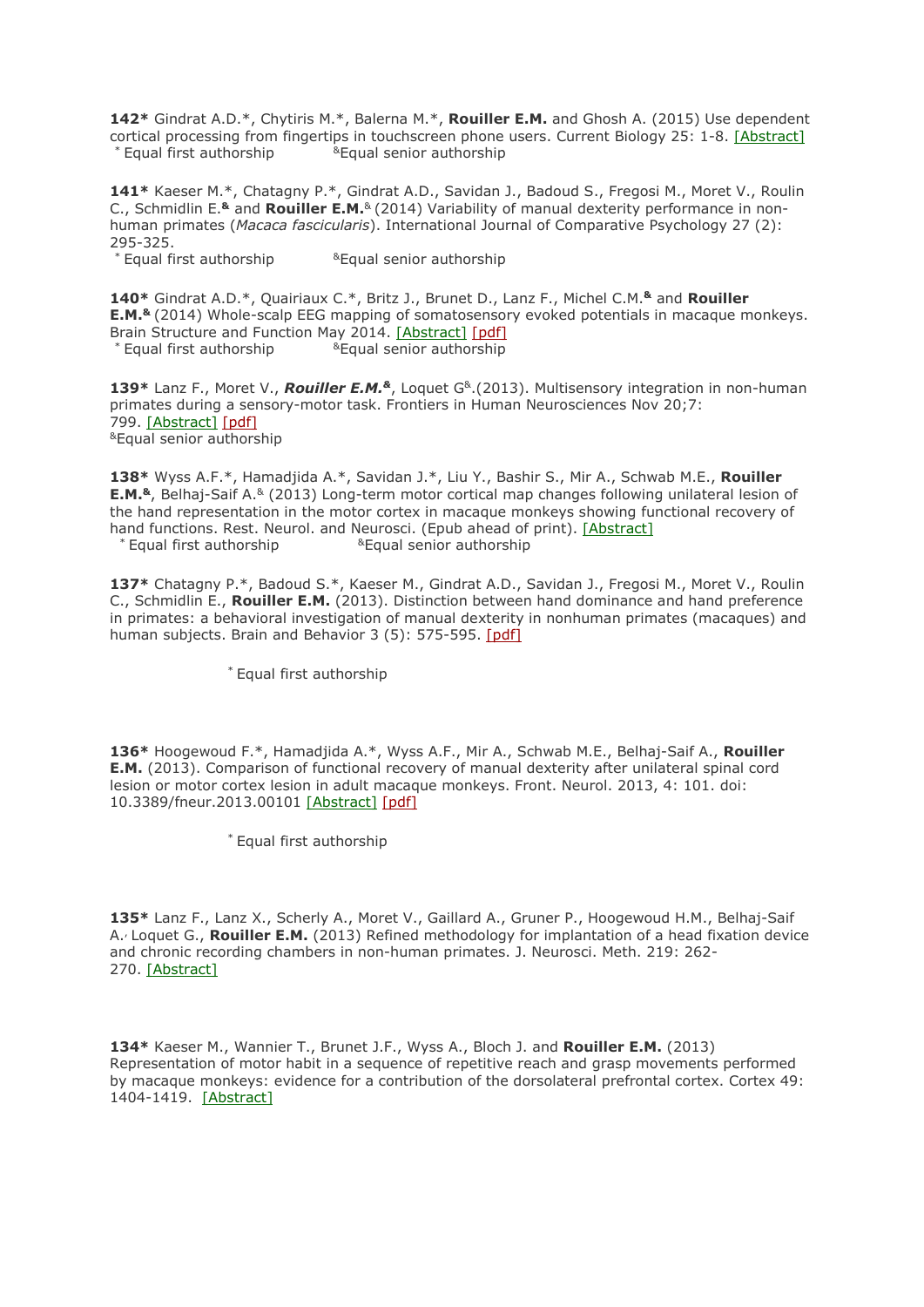**142*** Gindrat A.D.*, Chytiris M.*, Balerna M.*, **Rouiller E.M.** and Ghosh A. (2015) Use dependent cortical processing from fingertips in touchscreen phone users. Current Biology 25: 1-8. [Abstract]
* Equal first authorship &Equal senior authorship

**141*** Kaeser M.*, Chatagny P.*, Gindrat A.D., Savidan J., Badoud S., Fregosi M., Moret V., Roulin C., Schmidlin E.**&** and **Rouiller E.M.**& (2014) Variability of manual dexterity performance in non-human primates (*Macaca fascicularis*). International Journal of Comparative Psychology 27 (2): 295-325.
* Equal first authorship &Equal senior authorship

**140*** Gindrat A.D.*, Quairiaux C.*, Britz J., Brunet D., Lanz F., Michel C.M.**&** and **Rouiller E.M.&** (2014) Whole-scalp EEG mapping of somatosensory evoked potentials in macaque monkeys. Brain Structure and Function May 2014. [Abstract] [pdf]
* Equal first authorship &Equal senior authorship

**139*** Lanz F., Moret V., ***Rouiller E.M.&***, Loquet G&.(2013). Multisensory integration in non-human primates during a sensory-motor task. Frontiers in Human Neurosciences Nov 20;7: 799. [Abstract] [pdf]
&Equal senior authorship

**138*** Wyss A.F.*, Hamadjida A.*, Savidan J.*, Liu Y., Bashir S., Mir A., Schwab M.E., **Rouiller E.M.&**, Belhaj-Saif A.& (2013) Long-term motor cortical map changes following unilateral lesion of the hand representation in the motor cortex in macaque monkeys showing functional recovery of hand functions. Rest. Neurol. and Neurosci. (Epub ahead of print). [Abstract]
* Equal first authorship &Equal senior authorship

**137*** Chatagny P.*, Badoud S.*, Kaeser M., Gindrat A.D., Savidan J., Fregosi M., Moret V., Roulin C., Schmidlin E., **Rouiller E.M.** (2013). Distinction between hand dominance and hand preference in primates: a behavioral investigation of manual dexterity in nonhuman primates (macaques) and human subjects. Brain and Behavior 3 (5): 575-595. [pdf]

* Equal first authorship

**136*** Hoogewoud F.*, Hamadjida A.*, Wyss A.F., Mir A., Schwab M.E., Belhaj-Saif A., **Rouiller E.M.** (2013). Comparison of functional recovery of manual dexterity after unilateral spinal cord lesion or motor cortex lesion in adult macaque monkeys. Front. Neurol. 2013, 4: 101. doi: 10.3389/fneur.2013.00101 [Abstract] [pdf]

* Equal first authorship

**135*** Lanz F., Lanz X., Scherly A., Moret V., Gaillard A., Gruner P., Hoogewoud H.M., Belhaj-Saif A., Loquet G., **Rouiller E.M.** (2013) Refined methodology for implantation of a head fixation device and chronic recording chambers in non-human primates. J. Neurosci. Meth. 219: 262-270. [Abstract]

**134*** Kaeser M., Wannier T., Brunet J.F., Wyss A., Bloch J. and **Rouiller E.M.** (2013) Representation of motor habit in a sequence of repetitive reach and grasp movements performed by macaque monkeys: evidence for a contribution of the dorsolateral prefrontal cortex. Cortex 49: 1404-1419. [Abstract]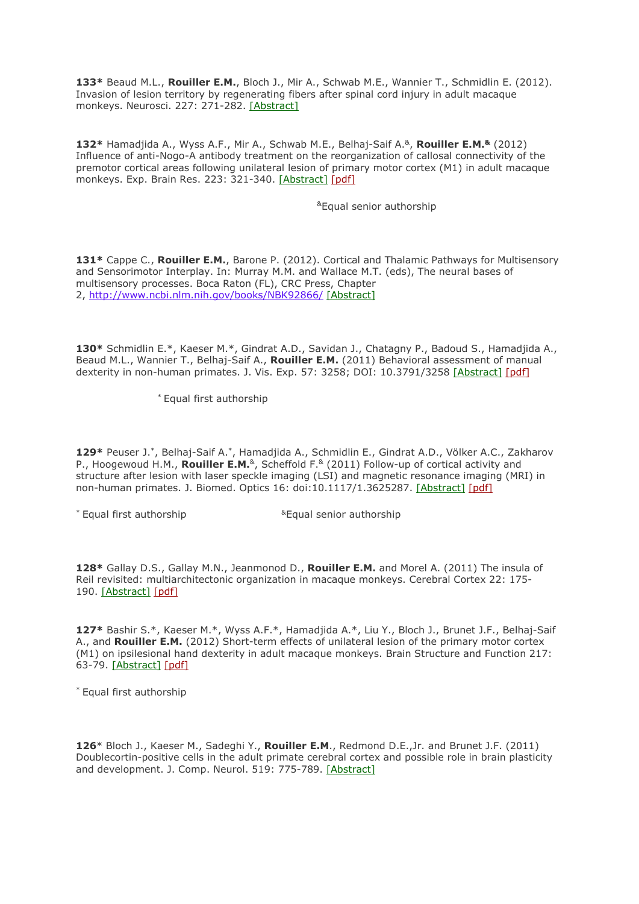**133*** Beaud M.L., **Rouiller E.M.**, Bloch J., Mir A., Schwab M.E., Wannier T., Schmidlin E. (2012). Invasion of lesion territory by regenerating fibers after spinal cord injury in adult macaque monkeys. Neurosci. 227: 271-282. [Abstract]

**132*** Hamadjida A., Wyss A.F., Mir A., Schwab M.E., Belhaj-Saif A.[&], **Rouiller E.M.[&]** (2012) Influence of anti-Nogo-A antibody treatment on the reorganization of callosal connectivity of the premotor cortical areas following unilateral lesion of primary motor cortex (M1) in adult macaque monkeys. Exp. Brain Res. 223: 321-340. [Abstract] [pdf]

[&]Equal senior authorship

**131*** Cappe C., **Rouiller E.M.**, Barone P. (2012). Cortical and Thalamic Pathways for Multisensory and Sensorimotor Interplay. In: Murray M.M. and Wallace M.T. (eds), The neural bases of multisensory processes. Boca Raton (FL), CRC Press, Chapter 2, http://www.ncbi.nlm.nih.gov/books/NBK92866/ [Abstract]

**130*** Schmidlin E.*, Kaeser M.*, Gindrat A.D., Savidan J., Chatagny P., Badoud S., Hamadjida A., Beaud M.L., Wannier T., Belhaj-Saif A., **Rouiller E.M.** (2011) Behavioral assessment of manual dexterity in non-human primates. J. Vis. Exp. 57: 3258; DOI: 10.3791/3258 [Abstract] [pdf]

[*] Equal first authorship

**129*** Peuser J.[*], Belhaj-Saif A.[*], Hamadjida A., Schmidlin E., Gindrat A.D., Völker A.C., Zakharov P., Hoogewoud H.M., **Rouiller E.M.**[&], Scheffold F.[&] (2011) Follow-up of cortical activity and structure after lesion with laser speckle imaging (LSI) and magnetic resonance imaging (MRI) in non-human primates. J. Biomed. Optics 16: doi:10.1117/1.3625287. [Abstract] [pdf]

[*] Equal first authorship [&]Equal senior authorship

**128*** Gallay D.S., Gallay M.N., Jeanmonod D., **Rouiller E.M.** and Morel A. (2011) The insula of Reil revisited: multiarchitectonic organization in macaque monkeys. Cerebral Cortex 22: 175-190. [Abstract] [pdf]

**127*** Bashir S.*, Kaeser M.*, Wyss A.F.*, Hamadjida A.*, Liu Y., Bloch J., Brunet J.F., Belhaj-Saif A., and **Rouiller E.M.** (2012) Short-term effects of unilateral lesion of the primary motor cortex (M1) on ipsilesional hand dexterity in adult macaque monkeys. Brain Structure and Function 217: 63-79. [Abstract] [pdf]

[*] Equal first authorship

**126*** Bloch J., Kaeser M., Sadeghi Y., **Rouiller E.M**., Redmond D.E.,Jr. and Brunet J.F. (2011) Doublecortin-positive cells in the adult primate cerebral cortex and possible role in brain plasticity and development. J. Comp. Neurol. 519: 775-789. [Abstract]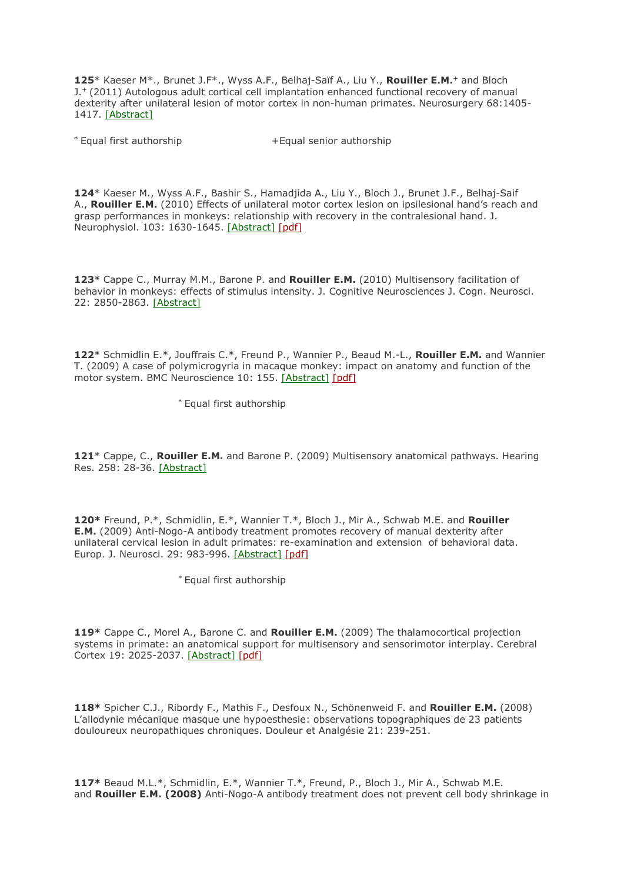**125*** Kaeser M*., Brunet J.F*., Wyss A.F., Belhaj-Saïf A., Liu Y., **Rouiller E.M.**+ and Bloch J.+ (2011) Autologous adult cortical cell implantation enhanced functional recovery of manual dexterity after unilateral lesion of motor cortex in non-human primates. Neurosurgery 68:1405-1417. [Abstract]

* Equal first authorship                +Equal senior authorship

**124*** Kaeser M., Wyss A.F., Bashir S., Hamadjida A., Liu Y., Bloch J., Brunet J.F., Belhaj-Saif A., **Rouiller E.M.** (2010) Effects of unilateral motor cortex lesion on ipsilesional hand's reach and grasp performances in monkeys: relationship with recovery in the contralesional hand. J. Neurophysiol. 103: 1630-1645. [Abstract] [pdf]

**123*** Cappe C., Murray M.M., Barone P. and **Rouiller E.M.** (2010) Multisensory facilitation of behavior in monkeys: effects of stimulus intensity. J. Cognitive Neurosciences J. Cogn. Neurosci. 22: 2850-2863. [Abstract]

**122*** Schmidlin E.*, Jouffrais C.*, Freund P., Wannier P., Beaud M.-L., **Rouiller E.M.** and Wannier T. (2009) A case of polymicrogyria in macaque monkey: impact on anatomy and function of the motor system. BMC Neuroscience 10: 155. [Abstract] [pdf]

* Equal first authorship

**121*** Cappe, C., **Rouiller E.M.** and Barone P. (2009) Multisensory anatomical pathways. Hearing Res. 258: 28-36. [Abstract]

**120*** Freund, P.*, Schmidlin, E.*, Wannier T.*, Bloch J., Mir A., Schwab M.E. and **Rouiller E.M.** (2009) Anti-Nogo-A antibody treatment promotes recovery of manual dexterity after unilateral cervical lesion in adult primates: re-examination and extension of behavioral data. Europ. J. Neurosci. 29: 983-996. [Abstract] [pdf]

* Equal first authorship

**119*** Cappe C., Morel A., Barone C. and **Rouiller E.M.** (2009) The thalamocortical projection systems in primate: an anatomical support for multisensory and sensorimotor interplay. Cerebral Cortex 19: 2025-2037. [Abstract] [pdf]

**118*** Spicher C.J., Ribordy F., Mathis F., Desfoux N., Schönenweid F. and **Rouiller E.M.** (2008) L'allodynie mécanique masque une hypoesthesie: observations topographiques de 23 patients douloureux neuropathiques chroniques. Douleur et Analgésie 21: 239-251.

**117*** Beaud M.L.*, Schmidlin, E.*, Wannier T.*, Freund, P., Bloch J., Mir A., Schwab M.E. and **Rouiller E.M. (2008)** Anti-Nogo-A antibody treatment does not prevent cell body shrinkage in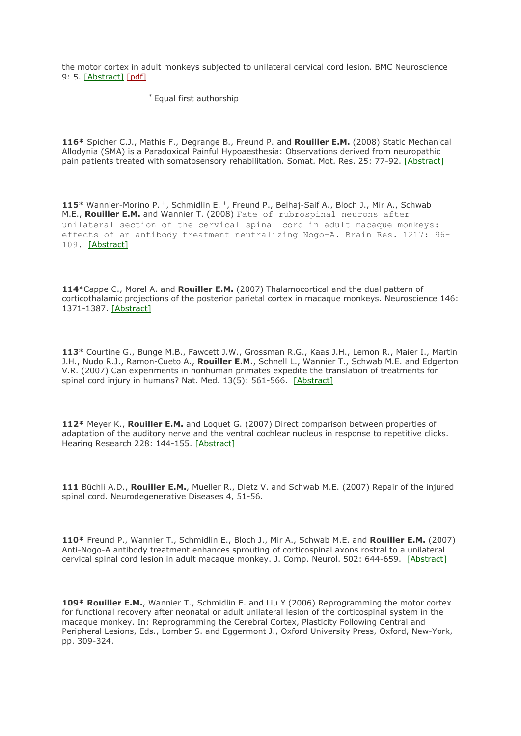the motor cortex in adult monkeys subjected to unilateral cervical cord lesion. BMC Neuroscience 9: 5. [Abstract] [pdf]

* Equal first authorship

**116*** Spicher C.J., Mathis F., Degrange B., Freund P. and **Rouiller E.M.** (2008) Static Mechanical Allodynia (SMA) is a Paradoxical Painful Hypoaesthesia: Observations derived from neuropathic pain patients treated with somatosensory rehabilitation. Somat. Mot. Res. 25: 77-92. [Abstract]

**115*** Wannier-Morino P. +, Schmidlin E. +, Freund P., Belhaj-Saif A., Bloch J., Mir A., Schwab M.E., **Rouiller E.M.** and Wannier T. (2008) Fate of rubrospinal neurons after unilateral section of the cervical spinal cord in adult macaque monkeys: effects of an antibody treatment neutralizing Nogo-A. Brain Res. 1217: 96-109. [Abstract]

**114***Cappe C., Morel A. and **Rouiller E.M.** (2007) Thalamocortical and the dual pattern of corticothalamic projections of the posterior parietal cortex in macaque monkeys. Neuroscience 146: 1371-1387. [Abstract]

**113*** Courtine G., Bunge M.B., Fawcett J.W., Grossman R.G., Kaas J.H., Lemon R., Maier I., Martin J.H., Nudo R.J., Ramon-Cueto A., **Rouiller E.M.**, Schnell L., Wannier T., Schwab M.E. and Edgerton V.R. (2007) Can experiments in nonhuman primates expedite the translation of treatments for spinal cord injury in humans? Nat. Med. 13(5): 561-566. [Abstract]

**112*** Meyer K., **Rouiller E.M.** and Loquet G. (2007) Direct comparison between properties of adaptation of the auditory nerve and the ventral cochlear nucleus in response to repetitive clicks. Hearing Research 228: 144-155. [Abstract]

**111** Büchli A.D., **Rouiller E.M.**, Mueller R., Dietz V. and Schwab M.E. (2007) Repair of the injured spinal cord. Neurodegenerative Diseases 4, 51-56.

**110*** Freund P., Wannier T., Schmidlin E., Bloch J., Mir A., Schwab M.E. and **Rouiller E.M.** (2007) Anti-Nogo-A antibody treatment enhances sprouting of corticospinal axons rostral to a unilateral cervical spinal cord lesion in adult macaque monkey. J. Comp. Neurol. 502: 644-659. [Abstract]

**109* Rouiller E.M.**, Wannier T., Schmidlin E. and Liu Y (2006) Reprogramming the motor cortex for functional recovery after neonatal or adult unilateral lesion of the corticospinal system in the macaque monkey. In: Reprogramming the Cerebral Cortex, Plasticity Following Central and Peripheral Lesions, Eds., Lomber S. and Eggermont J., Oxford University Press, Oxford, New-York, pp. 309-324.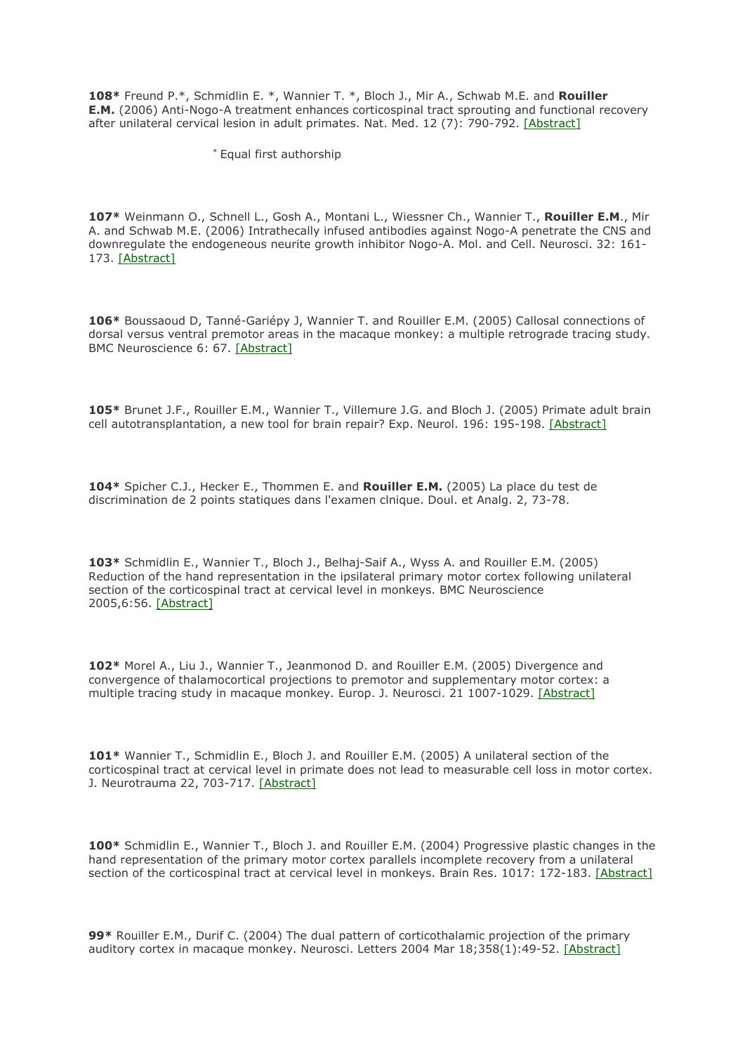**108*** Freund P.*, Schmidlin E. *, Wannier T. *, Bloch J., Mir A., Schwab M.E. and **Rouiller E.M.** (2006) Anti-Nogo-A treatment enhances corticospinal tract sprouting and functional recovery after unilateral cervical lesion in adult primates. Nat. Med. 12 (7): 790-792. [Abstract]

[*] Equal first authorship

**107*** Weinmann O., Schnell L., Gosh A., Montani L., Wiessner Ch., Wannier T., **Rouiller E.M**., Mir A. and Schwab M.E. (2006) Intrathecally infused antibodies against Nogo-A penetrate the CNS and downregulate the endogeneous neurite growth inhibitor Nogo-A. Mol. and Cell. Neurosci. 32: 161-173. [Abstract]

**106*** Boussaoud D, Tanné-Gariépy J, Wannier T. and Rouiller E.M. (2005) Callosal connections of dorsal versus ventral premotor areas in the macaque monkey: a multiple retrograde tracing study. BMC Neuroscience 6: 67. [Abstract]

**105*** Brunet J.F., Rouiller E.M., Wannier T., Villemure J.G. and Bloch J. (2005) Primate adult brain cell autotransplantation, a new tool for brain repair? Exp. Neurol. 196: 195-198. [Abstract]

**104*** Spicher C.J., Hecker E., Thommen E. and **Rouiller E.M.** (2005) La place du test de discrimination de 2 points statiques dans l'examen clnique. Doul. et Analg. 2, 73-78.

**103*** Schmidlin E., Wannier T., Bloch J., Belhaj-Saif A., Wyss A. and Rouiller E.M. (2005) Reduction of the hand representation in the ipsilateral primary motor cortex following unilateral section of the corticospinal tract at cervical level in monkeys. BMC Neuroscience 2005,6:56. [Abstract]

**102*** Morel A., Liu J., Wannier T., Jeanmonod D. and Rouiller E.M. (2005) Divergence and convergence of thalamocortical projections to premotor and supplementary motor cortex: a multiple tracing study in macaque monkey. Europ. J. Neurosci. 21 1007-1029. [Abstract]

**101*** Wannier T., Schmidlin E., Bloch J. and Rouiller E.M. (2005) A unilateral section of the corticospinal tract at cervical level in primate does not lead to measurable cell loss in motor cortex. J. Neurotrauma 22, 703-717. [Abstract]

**100*** Schmidlin E., Wannier T., Bloch J. and Rouiller E.M. (2004) Progressive plastic changes in the hand representation of the primary motor cortex parallels incomplete recovery from a unilateral section of the corticospinal tract at cervical level in monkeys. Brain Res. 1017: 172-183. [Abstract]

**99*** Rouiller E.M., Durif C. (2004) The dual pattern of corticothalamic projection of the primary auditory cortex in macaque monkey. Neurosci. Letters 2004 Mar 18;358(1):49-52. [Abstract]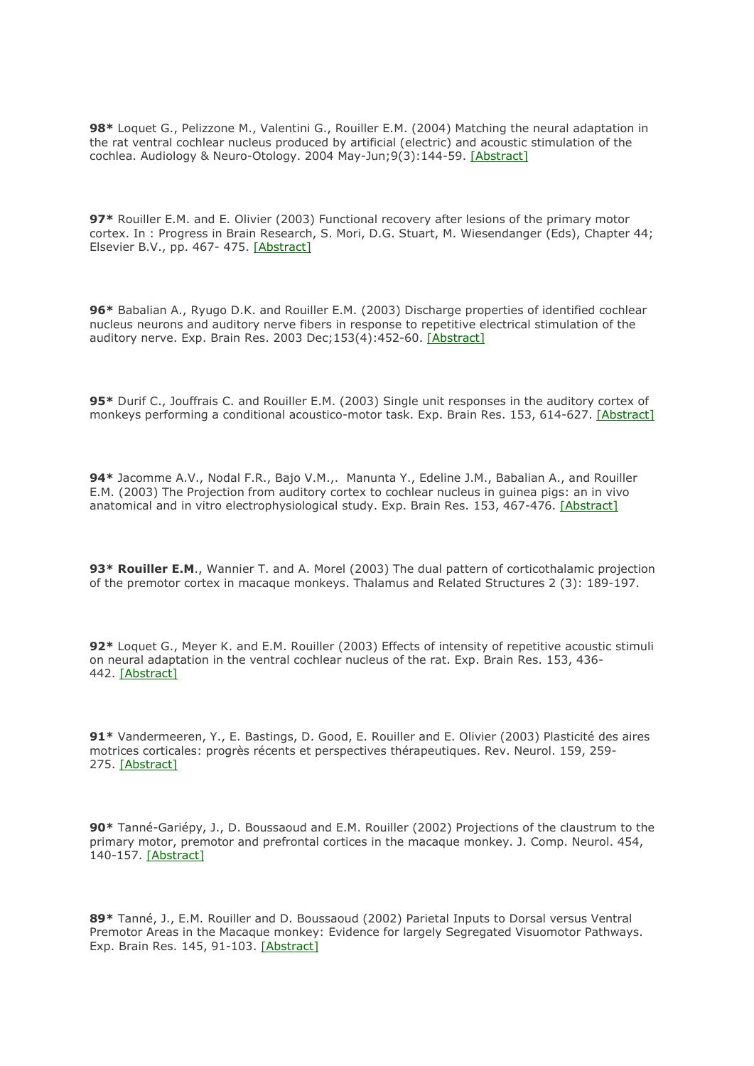**98*** Loquet G., Pelizzone M., Valentini G., Rouiller E.M. (2004) Matching the neural adaptation in the rat ventral cochlear nucleus produced by artificial (electric) and acoustic stimulation of the cochlea. Audiology & Neuro-Otology. 2004 May-Jun;9(3):144-59. [Abstract]

**97*** Rouiller E.M. and E. Olivier (2003) Functional recovery after lesions of the primary motor cortex. In : Progress in Brain Research, S. Mori, D.G. Stuart, M. Wiesendanger (Eds), Chapter 44; Elsevier B.V., pp. 467- 475. [Abstract]

**96*** Babalian A., Ryugo D.K. and Rouiller E.M. (2003) Discharge properties of identified cochlear nucleus neurons and auditory nerve fibers in response to repetitive electrical stimulation of the auditory nerve. Exp. Brain Res. 2003 Dec;153(4):452-60. [Abstract]

**95*** Durif C., Jouffrais C. and Rouiller E.M. (2003) Single unit responses in the auditory cortex of monkeys performing a conditional acoustico-motor task. Exp. Brain Res. 153, 614-627. [Abstract]

**94*** Jacomme A.V., Nodal F.R., Bajo V.M.,. Manunta Y., Edeline J.M., Babalian A., and Rouiller E.M. (2003) The Projection from auditory cortex to cochlear nucleus in guinea pigs: an in vivo anatomical and in vitro electrophysiological study. Exp. Brain Res. 153, 467-476. [Abstract]

**93*** **Rouiller E.M**., Wannier T. and A. Morel (2003) The dual pattern of corticothalamic projection of the premotor cortex in macaque monkeys. Thalamus and Related Structures 2 (3): 189-197.

**92*** Loquet G., Meyer K. and E.M. Rouiller (2003) Effects of intensity of repetitive acoustic stimuli on neural adaptation in the ventral cochlear nucleus of the rat. Exp. Brain Res. 153, 436-442. [Abstract]

**91*** Vandermeeren, Y., E. Bastings, D. Good, E. Rouiller and E. Olivier (2003) Plasticité des aires motrices corticales: progrès récents et perspectives thérapeutiques. Rev. Neurol. 159, 259-275. [Abstract]

**90*** Tanné-Gariépy, J., D. Boussaoud and E.M. Rouiller (2002) Projections of the claustrum to the primary motor, premotor and prefrontal cortices in the macaque monkey. J. Comp. Neurol. 454, 140-157. [Abstract]

**89*** Tanné, J., E.M. Rouiller and D. Boussaoud (2002) Parietal Inputs to Dorsal versus Ventral Premotor Areas in the Macaque monkey: Evidence for largely Segregated Visuomotor Pathways. Exp. Brain Res. 145, 91-103. [Abstract]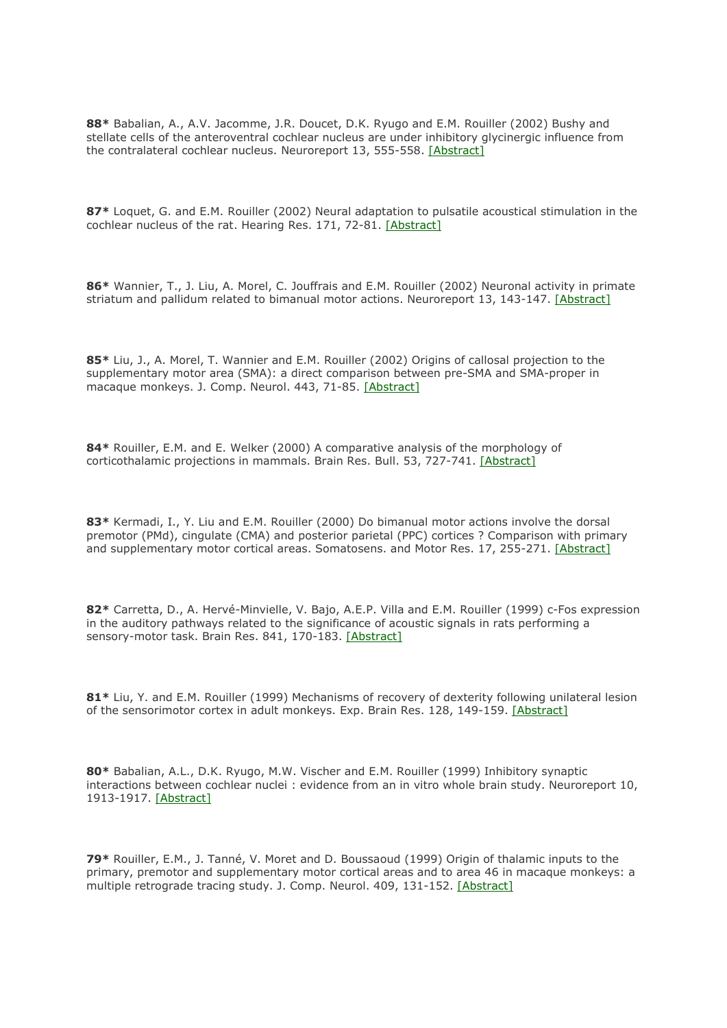**88*** Babalian, A., A.V. Jacomme, J.R. Doucet, D.K. Ryugo and E.M. Rouiller (2002) Bushy and stellate cells of the anteroventral cochlear nucleus are under inhibitory glycinergic influence from the contralateral cochlear nucleus. Neuroreport 13, 555-558. [Abstract]

**87*** Loquet, G. and E.M. Rouiller (2002) Neural adaptation to pulsatile acoustical stimulation in the cochlear nucleus of the rat. Hearing Res. 171, 72-81. [Abstract]

**86*** Wannier, T., J. Liu, A. Morel, C. Jouffrais and E.M. Rouiller (2002) Neuronal activity in primate striatum and pallidum related to bimanual motor actions. Neuroreport 13, 143-147. [Abstract]

**85*** Liu, J., A. Morel, T. Wannier and E.M. Rouiller (2002) Origins of callosal projection to the supplementary motor area (SMA): a direct comparison between pre-SMA and SMA-proper in macaque monkeys. J. Comp. Neurol. 443, 71-85. [Abstract]

**84*** Rouiller, E.M. and E. Welker (2000) A comparative analysis of the morphology of corticothalamic projections in mammals. Brain Res. Bull. 53, 727-741. [Abstract]

**83*** Kermadi, I., Y. Liu and E.M. Rouiller (2000) Do bimanual motor actions involve the dorsal premotor (PMd), cingulate (CMA) and posterior parietal (PPC) cortices ? Comparison with primary and supplementary motor cortical areas. Somatosens. and Motor Res. 17, 255-271. [Abstract]

**82*** Carretta, D., A. Hervé-Minvielle, V. Bajo, A.E.P. Villa and E.M. Rouiller (1999) c-Fos expression in the auditory pathways related to the significance of acoustic signals in rats performing a sensory-motor task. Brain Res. 841, 170-183. [Abstract]

**81*** Liu, Y. and E.M. Rouiller (1999) Mechanisms of recovery of dexterity following unilateral lesion of the sensorimotor cortex in adult monkeys. Exp. Brain Res. 128, 149-159. [Abstract]

**80*** Babalian, A.L., D.K. Ryugo, M.W. Vischer and E.M. Rouiller (1999) Inhibitory synaptic interactions between cochlear nuclei : evidence from an in vitro whole brain study. Neuroreport 10, 1913-1917. [Abstract]

**79*** Rouiller, E.M., J. Tanné, V. Moret and D. Boussaoud (1999) Origin of thalamic inputs to the primary, premotor and supplementary motor cortical areas and to area 46 in macaque monkeys: a multiple retrograde tracing study. J. Comp. Neurol. 409, 131-152. [Abstract]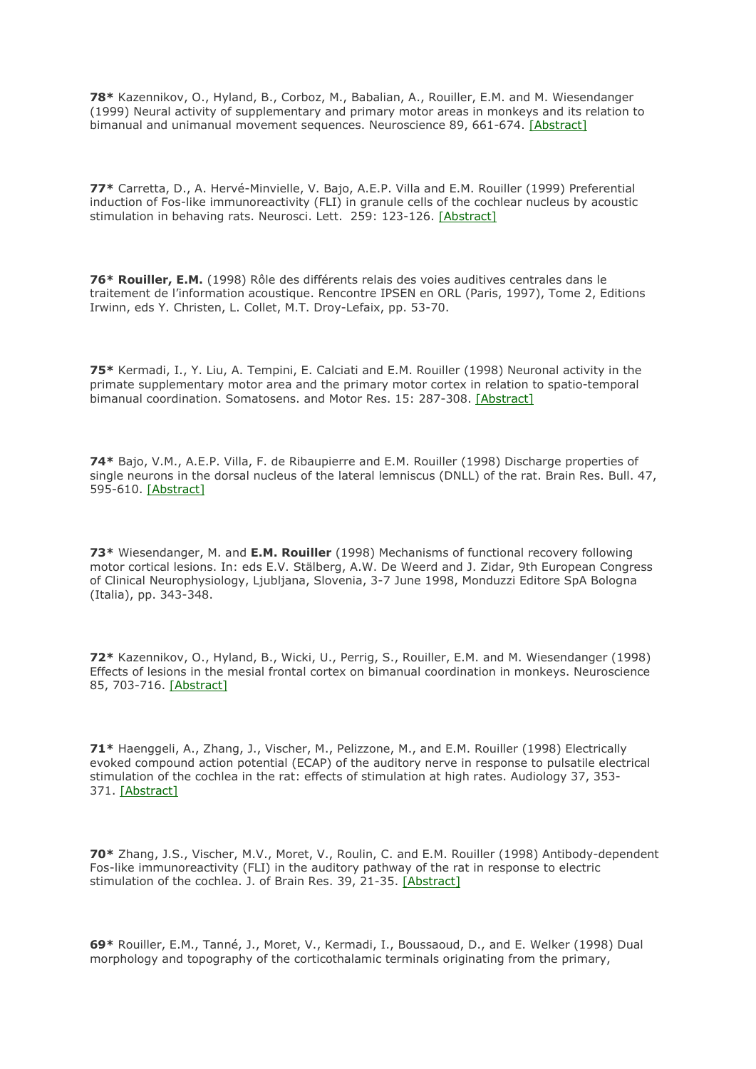**78*** Kazennikov, O., Hyland, B., Corboz, M., Babalian, A., Rouiller, E.M. and M. Wiesendanger (1999) Neural activity of supplementary and primary motor areas in monkeys and its relation to bimanual and unimanual movement sequences. Neuroscience 89, 661-674. [Abstract]

**77*** Carretta, D., A. Hervé-Minvielle, V. Bajo, A.E.P. Villa and E.M. Rouiller (1999) Preferential induction of Fos-like immunoreactivity (FLI) in granule cells of the cochlear nucleus by acoustic stimulation in behaving rats. Neurosci. Lett. 259: 123-126. [Abstract]

**76*** **Rouiller, E.M.** (1998) Rôle des différents relais des voies auditives centrales dans le traitement de l'information acoustique. Rencontre IPSEN en ORL (Paris, 1997), Tome 2, Editions Irwinn, eds Y. Christen, L. Collet, M.T. Droy-Lefaix, pp. 53-70.

**75*** Kermadi, I., Y. Liu, A. Tempini, E. Calciati and E.M. Rouiller (1998) Neuronal activity in the primate supplementary motor area and the primary motor cortex in relation to spatio-temporal bimanual coordination. Somatosens. and Motor Res. 15: 287-308. [Abstract]

**74*** Bajo, V.M., A.E.P. Villa, F. de Ribaupierre and E.M. Rouiller (1998) Discharge properties of single neurons in the dorsal nucleus of the lateral lemniscus (DNLL) of the rat. Brain Res. Bull. 47, 595-610. [Abstract]

**73*** Wiesendanger, M. and **E.M. Rouiller** (1998) Mechanisms of functional recovery following motor cortical lesions. In: eds E.V. Stälberg, A.W. De Weerd and J. Zidar, 9th European Congress of Clinical Neurophysiology, Ljubljana, Slovenia, 3-7 June 1998, Monduzzi Editore SpA Bologna (Italia), pp. 343-348.

**72*** Kazennikov, O., Hyland, B., Wicki, U., Perrig, S., Rouiller, E.M. and M. Wiesendanger (1998) Effects of lesions in the mesial frontal cortex on bimanual coordination in monkeys. Neuroscience 85, 703-716. [Abstract]

**71*** Haenggeli, A., Zhang, J., Vischer, M., Pelizzone, M., and E.M. Rouiller (1998) Electrically evoked compound action potential (ECAP) of the auditory nerve in response to pulsatile electrical stimulation of the cochlea in the rat: effects of stimulation at high rates. Audiology 37, 353-371. [Abstract]

**70*** Zhang, J.S., Vischer, M.V., Moret, V., Roulin, C. and E.M. Rouiller (1998) Antibody-dependent Fos-like immunoreactivity (FLI) in the auditory pathway of the rat in response to electric stimulation of the cochlea. J. of Brain Res. 39, 21-35. [Abstract]

**69*** Rouiller, E.M., Tanné, J., Moret, V., Kermadi, I., Boussaoud, D., and E. Welker (1998) Dual morphology and topography of the corticothalamic terminals originating from the primary,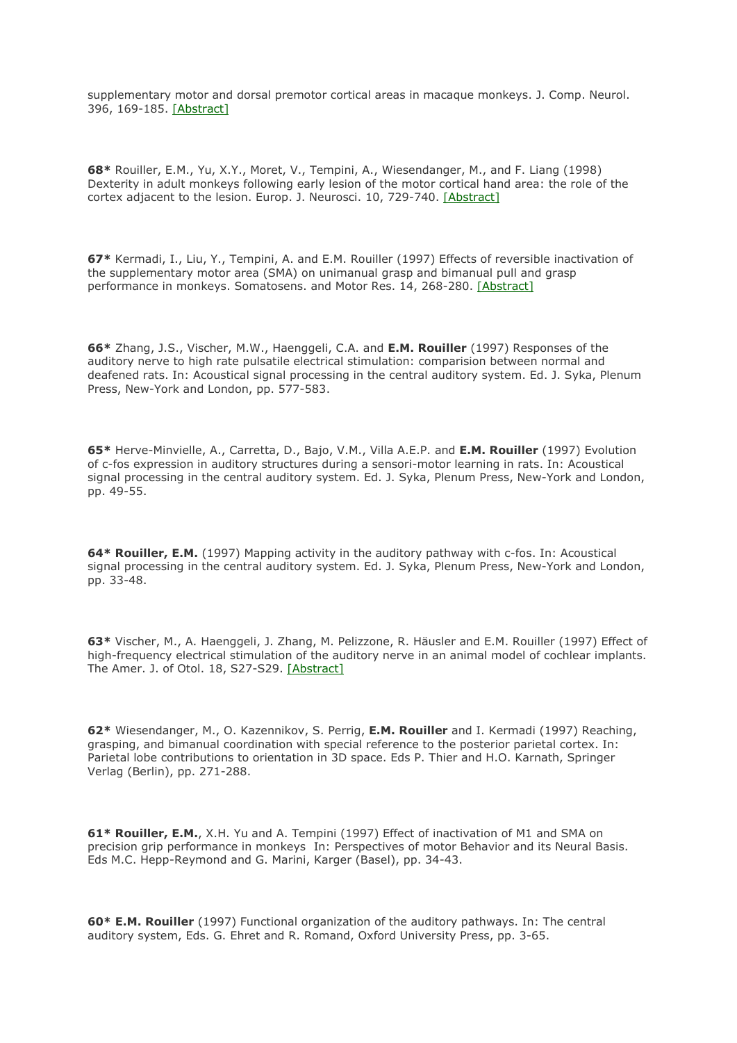supplementary motor and dorsal premotor cortical areas in macaque monkeys. J. Comp. Neurol. 396, 169-185. [Abstract]

**68*** Rouiller, E.M., Yu, X.Y., Moret, V., Tempini, A., Wiesendanger, M., and F. Liang (1998) Dexterity in adult monkeys following early lesion of the motor cortical hand area: the role of the cortex adjacent to the lesion. Europ. J. Neurosci. 10, 729-740. [Abstract]

**67*** Kermadi, I., Liu, Y., Tempini, A. and E.M. Rouiller (1997) Effects of reversible inactivation of the supplementary motor area (SMA) on unimanual grasp and bimanual pull and grasp performance in monkeys. Somatosens. and Motor Res. 14, 268-280. [Abstract]

**66*** Zhang, J.S., Vischer, M.W., Haenggeli, C.A. and **E.M. Rouiller** (1997) Responses of the auditory nerve to high rate pulsatile electrical stimulation: comparision between normal and deafened rats. In: Acoustical signal processing in the central auditory system. Ed. J. Syka, Plenum Press, New-York and London, pp. 577-583.

**65*** Herve-Minvielle, A., Carretta, D., Bajo, V.M., Villa A.E.P. and **E.M. Rouiller** (1997) Evolution of c-fos expression in auditory structures during a sensori-motor learning in rats. In: Acoustical signal processing in the central auditory system. Ed. J. Syka, Plenum Press, New-York and London, pp. 49-55.

**64* Rouiller, E.M.** (1997) Mapping activity in the auditory pathway with c-fos. In: Acoustical signal processing in the central auditory system. Ed. J. Syka, Plenum Press, New-York and London, pp. 33-48.

**63*** Vischer, M., A. Haenggeli, J. Zhang, M. Pelizzone, R. Häusler and E.M. Rouiller (1997) Effect of high-frequency electrical stimulation of the auditory nerve in an animal model of cochlear implants. The Amer. J. of Otol. 18, S27-S29. [Abstract]

**62*** Wiesendanger, M., O. Kazennikov, S. Perrig, **E.M. Rouiller** and I. Kermadi (1997) Reaching, grasping, and bimanual coordination with special reference to the posterior parietal cortex. In: Parietal lobe contributions to orientation in 3D space. Eds P. Thier and H.O. Karnath, Springer Verlag (Berlin), pp. 271-288.

**61* Rouiller, E.M.**, X.H. Yu and A. Tempini (1997) Effect of inactivation of M1 and SMA on precision grip performance in monkeys In: Perspectives of motor Behavior and its Neural Basis. Eds M.C. Hepp-Reymond and G. Marini, Karger (Basel), pp. 34-43.

**60* E.M. Rouiller** (1997) Functional organization of the auditory pathways. In: The central auditory system, Eds. G. Ehret and R. Romand, Oxford University Press, pp. 3-65.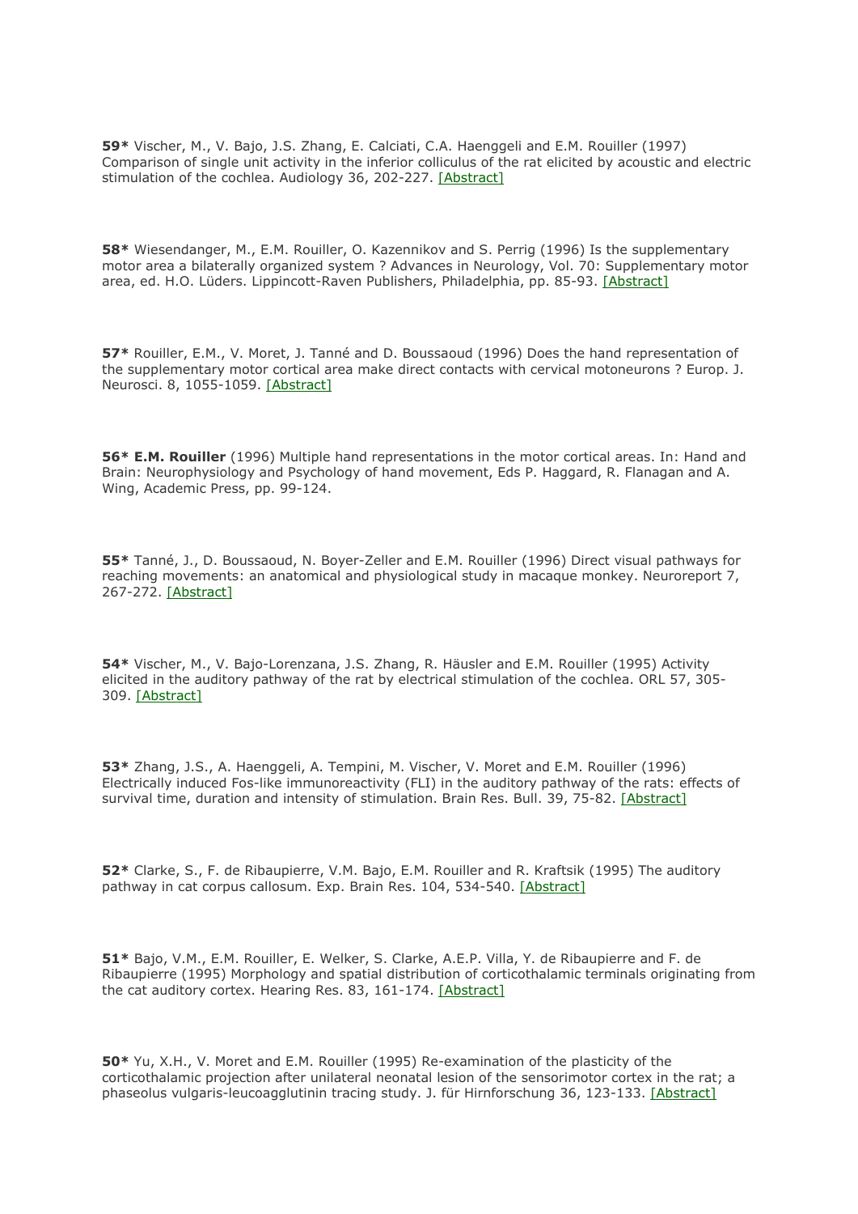**59*** Vischer, M., V. Bajo, J.S. Zhang, E. Calciati, C.A. Haenggeli and E.M. Rouiller (1997) Comparison of single unit activity in the inferior colliculus of the rat elicited by acoustic and electric stimulation of the cochlea. Audiology 36, 202-227. [Abstract]

**58*** Wiesendanger, M., E.M. Rouiller, O. Kazennikov and S. Perrig (1996) Is the supplementary motor area a bilaterally organized system ? Advances in Neurology, Vol. 70: Supplementary motor area, ed. H.O. Lüders. Lippincott-Raven Publishers, Philadelphia, pp. 85-93. [Abstract]

**57*** Rouiller, E.M., V. Moret, J. Tanné and D. Boussaoud (1996) Does the hand representation of the supplementary motor cortical area make direct contacts with cervical motoneurons ? Europ. J. Neurosci. 8, 1055-1059. [Abstract]

**56* E.M. Rouiller** (1996) Multiple hand representations in the motor cortical areas. In: Hand and Brain: Neurophysiology and Psychology of hand movement, Eds P. Haggard, R. Flanagan and A. Wing, Academic Press, pp. 99-124.

**55*** Tanné, J., D. Boussaoud, N. Boyer-Zeller and E.M. Rouiller (1996) Direct visual pathways for reaching movements: an anatomical and physiological study in macaque monkey. Neuroreport 7, 267-272. [Abstract]

**54*** Vischer, M., V. Bajo-Lorenzana, J.S. Zhang, R. Häusler and E.M. Rouiller (1995) Activity elicited in the auditory pathway of the rat by electrical stimulation of the cochlea. ORL 57, 305-309. [Abstract]

**53*** Zhang, J.S., A. Haenggeli, A. Tempini, M. Vischer, V. Moret and E.M. Rouiller (1996) Electrically induced Fos-like immunoreactivity (FLI) in the auditory pathway of the rats: effects of survival time, duration and intensity of stimulation. Brain Res. Bull. 39, 75-82. [Abstract]

**52*** Clarke, S., F. de Ribaupierre, V.M. Bajo, E.M. Rouiller and R. Kraftsik (1995) The auditory pathway in cat corpus callosum. Exp. Brain Res. 104, 534-540. [Abstract]

**51*** Bajo, V.M., E.M. Rouiller, E. Welker, S. Clarke, A.E.P. Villa, Y. de Ribaupierre and F. de Ribaupierre (1995) Morphology and spatial distribution of corticothalamic terminals originating from the cat auditory cortex. Hearing Res. 83, 161-174. [Abstract]

**50*** Yu, X.H., V. Moret and E.M. Rouiller (1995) Re-examination of the plasticity of the corticothalamic projection after unilateral neonatal lesion of the sensorimotor cortex in the rat; a phaseolus vulgaris-leucoagglutinin tracing study. J. für Hirnforschung 36, 123-133. [Abstract]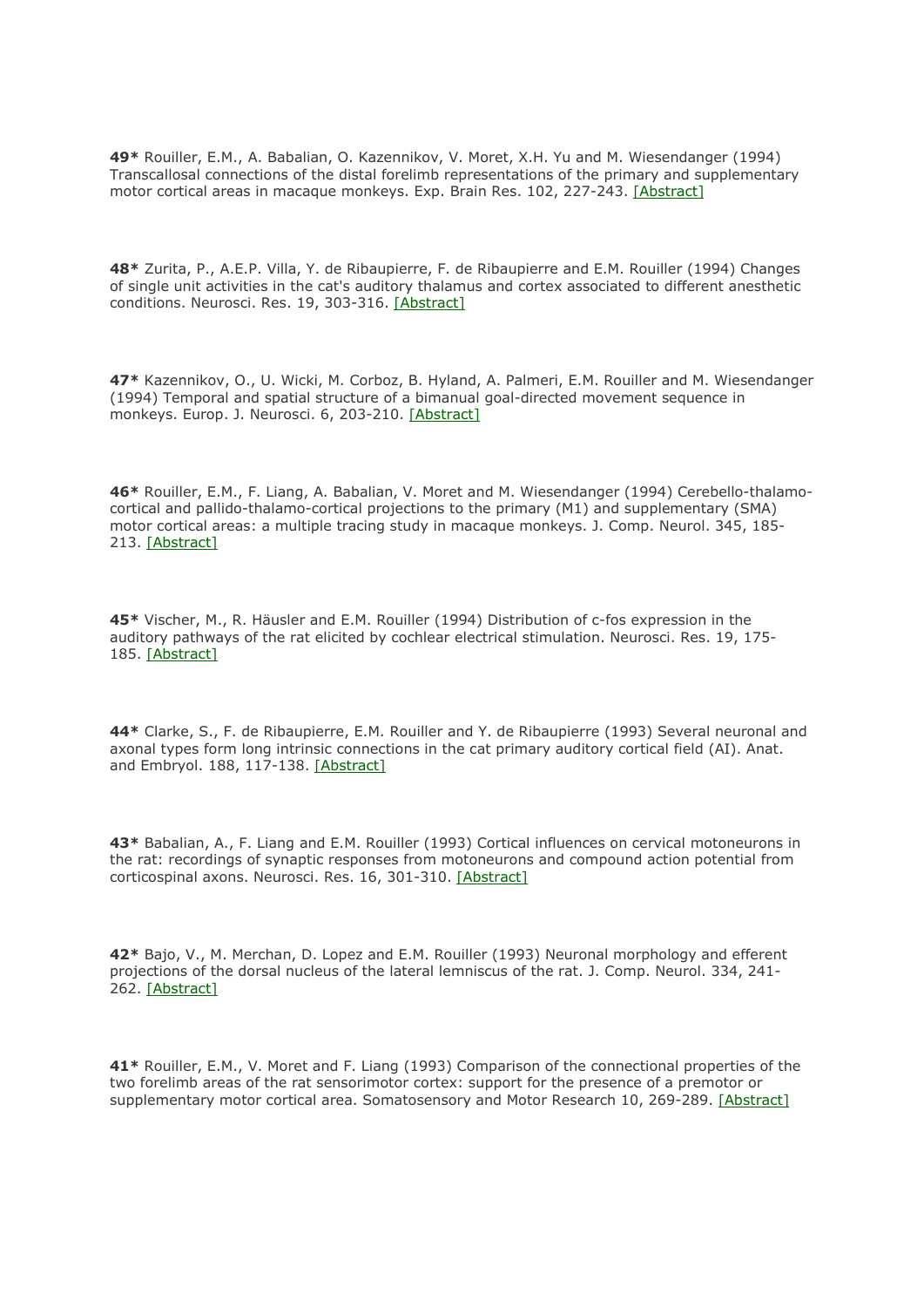**49*** Rouiller, E.M., A. Babalian, O. Kazennikov, V. Moret, X.H. Yu and M. Wiesendanger (1994) Transcallosal connections of the distal forelimb representations of the primary and supplementary motor cortical areas in macaque monkeys. Exp. Brain Res. 102, 227-243. [Abstract]

**48*** Zurita, P., A.E.P. Villa, Y. de Ribaupierre, F. de Ribaupierre and E.M. Rouiller (1994) Changes of single unit activities in the cat's auditory thalamus and cortex associated to different anesthetic conditions. Neurosci. Res. 19, 303-316. [Abstract]

**47*** Kazennikov, O., U. Wicki, M. Corboz, B. Hyland, A. Palmeri, E.M. Rouiller and M. Wiesendanger (1994) Temporal and spatial structure of a bimanual goal-directed movement sequence in monkeys. Europ. J. Neurosci. 6, 203-210. [Abstract]

**46*** Rouiller, E.M., F. Liang, A. Babalian, V. Moret and M. Wiesendanger (1994) Cerebello-thalamo-cortical and pallido-thalamo-cortical projections to the primary (M1) and supplementary (SMA) motor cortical areas: a multiple tracing study in macaque monkeys. J. Comp. Neurol. 345, 185-213. [Abstract]

**45*** Vischer, M., R. Häusler and E.M. Rouiller (1994) Distribution of c-fos expression in the auditory pathways of the rat elicited by cochlear electrical stimulation. Neurosci. Res. 19, 175-185. [Abstract]

**44*** Clarke, S., F. de Ribaupierre, E.M. Rouiller and Y. de Ribaupierre (1993) Several neuronal and axonal types form long intrinsic connections in the cat primary auditory cortical field (AI). Anat. and Embryol. 188, 117-138. [Abstract]

**43*** Babalian, A., F. Liang and E.M. Rouiller (1993) Cortical influences on cervical motoneurons in the rat: recordings of synaptic responses from motoneurons and compound action potential from corticospinal axons. Neurosci. Res. 16, 301-310. [Abstract]

**42*** Bajo, V., M. Merchan, D. Lopez and E.M. Rouiller (1993) Neuronal morphology and efferent projections of the dorsal nucleus of the lateral lemniscus of the rat. J. Comp. Neurol. 334, 241-262. [Abstract]

**41*** Rouiller, E.M., V. Moret and F. Liang (1993) Comparison of the connectional properties of the two forelimb areas of the rat sensorimotor cortex: support for the presence of a premotor or supplementary motor cortical area. Somatosensory and Motor Research 10, 269-289. [Abstract]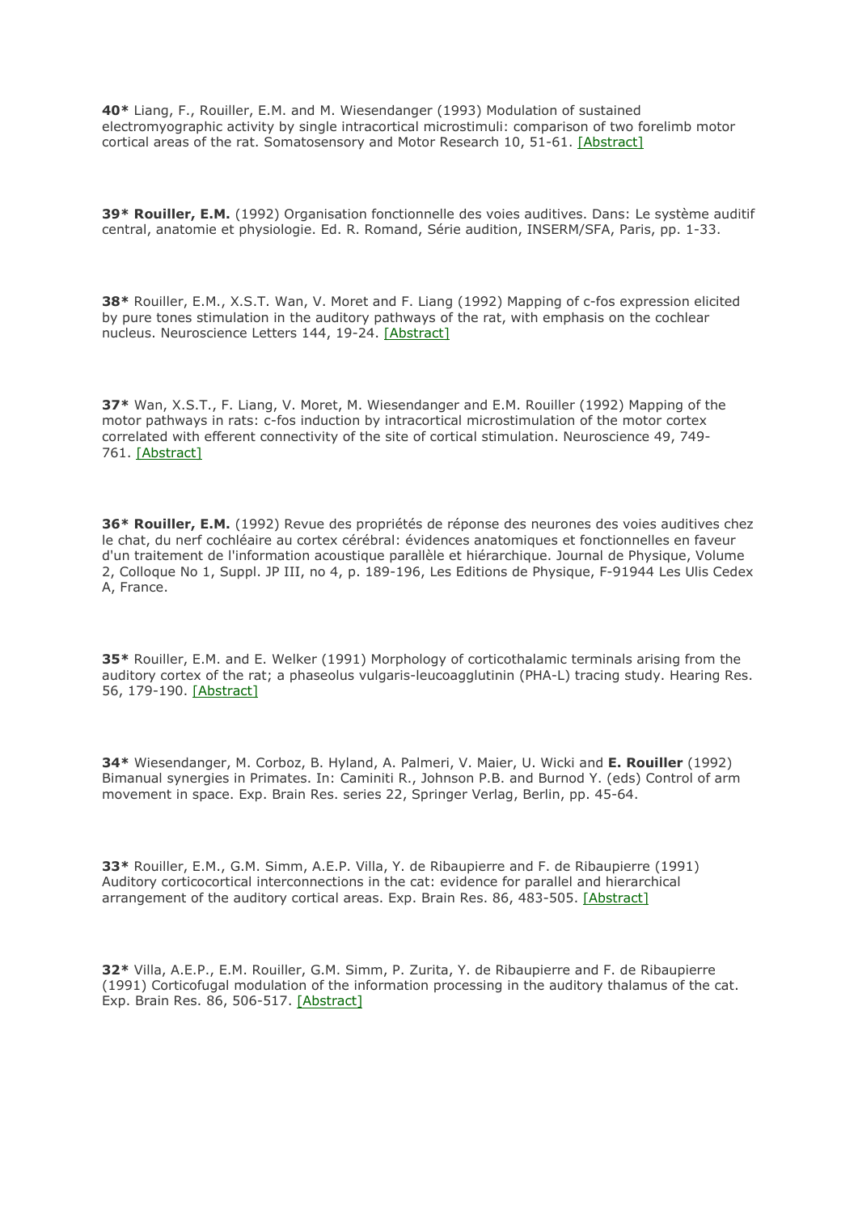**40*** Liang, F., Rouiller, E.M. and M. Wiesendanger (1993) Modulation of sustained electromyographic activity by single intracortical microstimuli: comparison of two forelimb motor cortical areas of the rat. Somatosensory and Motor Research 10, 51-61. [Abstract]

**39* Rouiller, E.M.** (1992) Organisation fonctionnelle des voies auditives. Dans: Le système auditif central, anatomie et physiologie. Ed. R. Romand, Série audition, INSERM/SFA, Paris, pp. 1-33.

**38*** Rouiller, E.M., X.S.T. Wan, V. Moret and F. Liang (1992) Mapping of c-fos expression elicited by pure tones stimulation in the auditory pathways of the rat, with emphasis on the cochlear nucleus. Neuroscience Letters 144, 19-24. [Abstract]

**37*** Wan, X.S.T., F. Liang, V. Moret, M. Wiesendanger and E.M. Rouiller (1992) Mapping of the motor pathways in rats: c-fos induction by intracortical microstimulation of the motor cortex correlated with efferent connectivity of the site of cortical stimulation. Neuroscience 49, 749-761. [Abstract]

**36* Rouiller, E.M.** (1992) Revue des propriétés de réponse des neurones des voies auditives chez le chat, du nerf cochléaire au cortex cérébral: évidences anatomiques et fonctionnelles en faveur d'un traitement de l'information acoustique parallèle et hiérarchique. Journal de Physique, Volume 2, Colloque No 1, Suppl. JP III, no 4, p. 189-196, Les Editions de Physique, F-91944 Les Ulis Cedex A, France.

**35*** Rouiller, E.M. and E. Welker (1991) Morphology of corticothalamic terminals arising from the auditory cortex of the rat; a phaseolus vulgaris-leucoagglutinin (PHA-L) tracing study. Hearing Res. 56, 179-190. [Abstract]

**34*** Wiesendanger, M. Corboz, B. Hyland, A. Palmeri, V. Maier, U. Wicki and **E. Rouiller** (1992) Bimanual synergies in Primates. In: Caminiti R., Johnson P.B. and Burnod Y. (eds) Control of arm movement in space. Exp. Brain Res. series 22, Springer Verlag, Berlin, pp. 45-64.

**33*** Rouiller, E.M., G.M. Simm, A.E.P. Villa, Y. de Ribaupierre and F. de Ribaupierre (1991) Auditory corticocortical interconnections in the cat: evidence for parallel and hierarchical arrangement of the auditory cortical areas. Exp. Brain Res. 86, 483-505. [Abstract]

**32*** Villa, A.E.P., E.M. Rouiller, G.M. Simm, P. Zurita, Y. de Ribaupierre and F. de Ribaupierre (1991) Corticofugal modulation of the information processing in the auditory thalamus of the cat. Exp. Brain Res. 86, 506-517. [Abstract]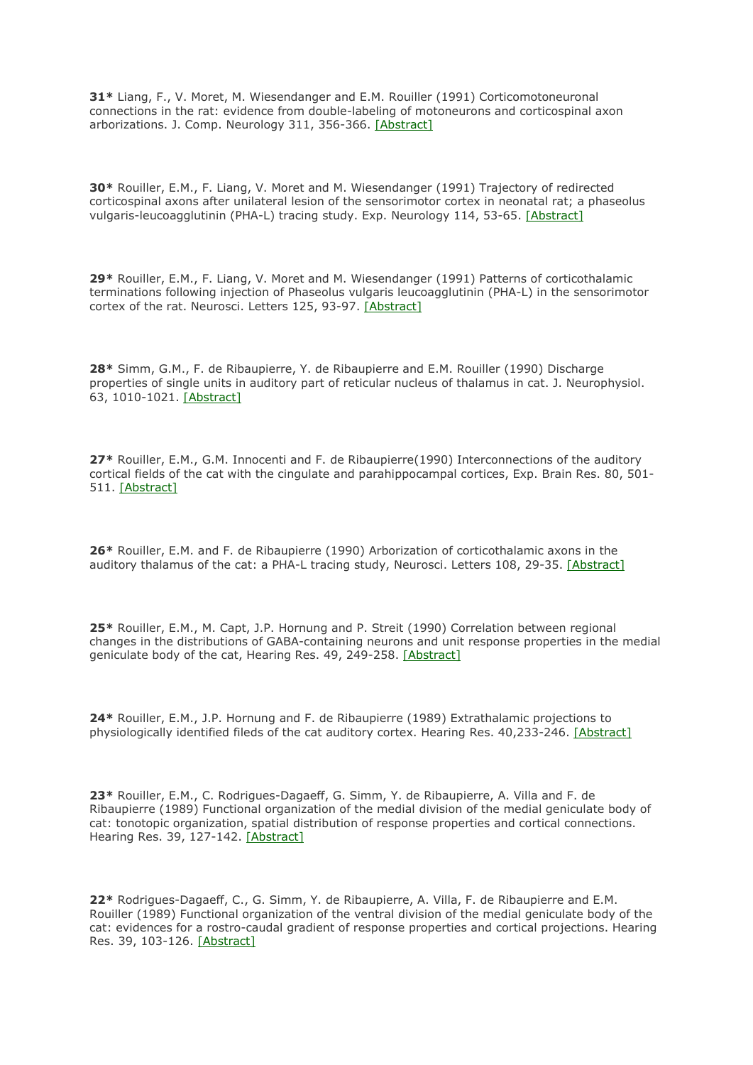**31*** Liang, F., V. Moret, M. Wiesendanger and E.M. Rouiller (1991) Corticomotoneuronal connections in the rat: evidence from double-labeling of motoneurons and corticospinal axon arborizations. J. Comp. Neurology 311, 356-366. [Abstract]

**30*** Rouiller, E.M., F. Liang, V. Moret and M. Wiesendanger (1991) Trajectory of redirected corticospinal axons after unilateral lesion of the sensorimotor cortex in neonatal rat; a phaseolus vulgaris-leucoagglutinin (PHA-L) tracing study. Exp. Neurology 114, 53-65. [Abstract]

**29*** Rouiller, E.M., F. Liang, V. Moret and M. Wiesendanger (1991) Patterns of corticothalamic terminations following injection of Phaseolus vulgaris leucoagglutinin (PHA-L) in the sensorimotor cortex of the rat. Neurosci. Letters 125, 93-97. [Abstract]

**28*** Simm, G.M., F. de Ribaupierre, Y. de Ribaupierre and E.M. Rouiller (1990) Discharge properties of single units in auditory part of reticular nucleus of thalamus in cat. J. Neurophysiol. 63, 1010-1021. [Abstract]

**27*** Rouiller, E.M., G.M. Innocenti and F. de Ribaupierre(1990) Interconnections of the auditory cortical fields of the cat with the cingulate and parahippocampal cortices, Exp. Brain Res. 80, 501-511. [Abstract]

**26*** Rouiller, E.M. and F. de Ribaupierre (1990) Arborization of corticothalamic axons in the auditory thalamus of the cat: a PHA-L tracing study, Neurosci. Letters 108, 29-35. [Abstract]

**25*** Rouiller, E.M., M. Capt, J.P. Hornung and P. Streit (1990) Correlation between regional changes in the distributions of GABA-containing neurons and unit response properties in the medial geniculate body of the cat, Hearing Res. 49, 249-258. [Abstract]

**24*** Rouiller, E.M., J.P. Hornung and F. de Ribaupierre (1989) Extrathalamic projections to physiologically identified fileds of the cat auditory cortex. Hearing Res. 40,233-246. [Abstract]

**23*** Rouiller, E.M., C. Rodrigues-Dagaeff, G. Simm, Y. de Ribaupierre, A. Villa and F. de Ribaupierre (1989) Functional organization of the medial division of the medial geniculate body of cat: tonotopic organization, spatial distribution of response properties and cortical connections. Hearing Res. 39, 127-142. [Abstract]

**22*** Rodrigues-Dagaeff, C., G. Simm, Y. de Ribaupierre, A. Villa, F. de Ribaupierre and E.M. Rouiller (1989) Functional organization of the ventral division of the medial geniculate body of the cat: evidences for a rostro-caudal gradient of response properties and cortical projections. Hearing Res. 39, 103-126. [Abstract]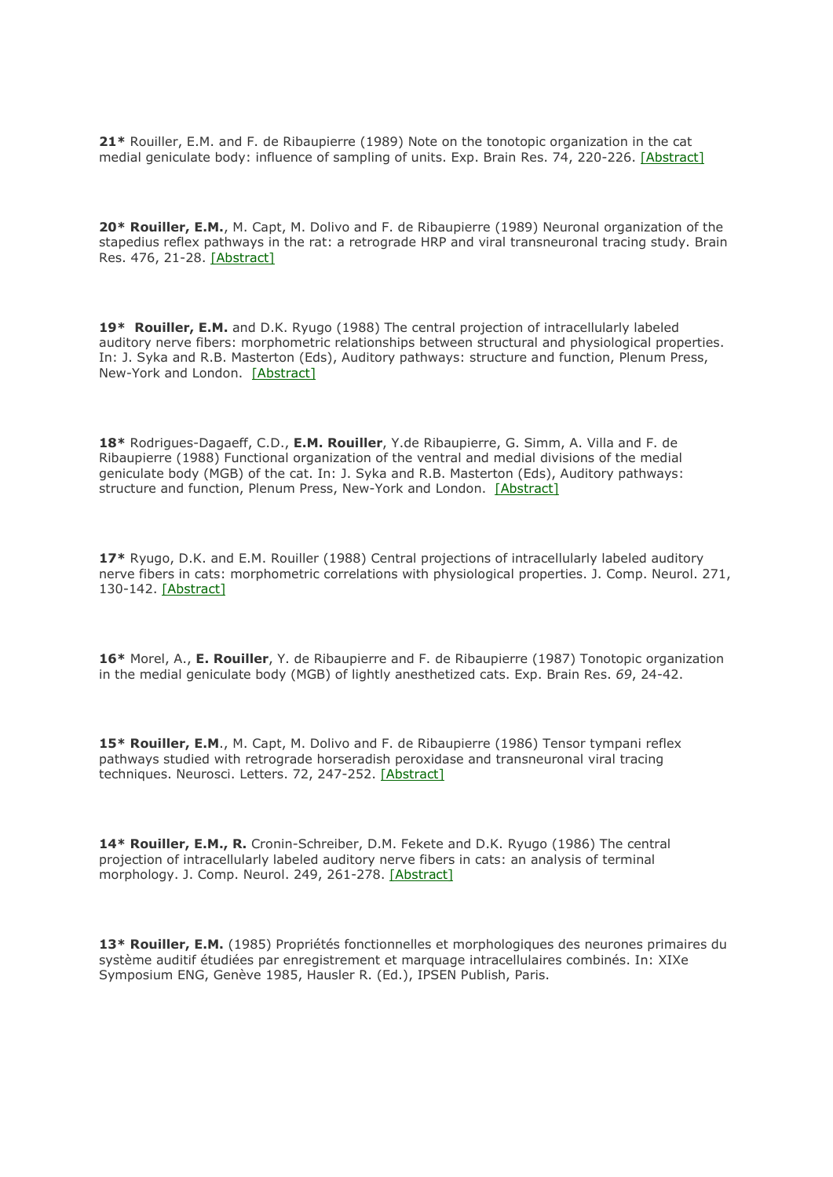**21*** Rouiller, E.M. and F. de Ribaupierre (1989) Note on the tonotopic organization in the cat medial geniculate body: influence of sampling of units. Exp. Brain Res. 74, 220-226. [Abstract]

**20* Rouiller, E.M.**, M. Capt, M. Dolivo and F. de Ribaupierre (1989) Neuronal organization of the stapedius reflex pathways in the rat: a retrograde HRP and viral transneuronal tracing study. Brain Res. 476, 21-28. [Abstract]

**19* Rouiller, E.M.** and D.K. Ryugo (1988) The central projection of intracellularly labeled auditory nerve fibers: morphometric relationships between structural and physiological properties. In: J. Syka and R.B. Masterton (Eds), Auditory pathways: structure and function, Plenum Press, New-York and London. [Abstract]

**18*** Rodrigues-Dagaeff, C.D., **E.M. Rouiller**, Y.de Ribaupierre, G. Simm, A. Villa and F. de Ribaupierre (1988) Functional organization of the ventral and medial divisions of the medial geniculate body (MGB) of the cat. In: J. Syka and R.B. Masterton (Eds), Auditory pathways: structure and function, Plenum Press, New-York and London. [Abstract]

**17*** Ryugo, D.K. and E.M. Rouiller (1988) Central projections of intracellularly labeled auditory nerve fibers in cats: morphometric correlations with physiological properties. J. Comp. Neurol. 271, 130-142. [Abstract]

**16*** Morel, A., **E. Rouiller**, Y. de Ribaupierre and F. de Ribaupierre (1987) Tonotopic organization in the medial geniculate body (MGB) of lightly anesthetized cats. Exp. Brain Res. *69*, 24-42.

**15* Rouiller, E.M**., M. Capt, M. Dolivo and F. de Ribaupierre (1986) Tensor tympani reflex pathways studied with retrograde horseradish peroxidase and transneuronal viral tracing techniques. Neurosci. Letters. 72, 247-252. [Abstract]

**14* Rouiller, E.M., R.** Cronin-Schreiber, D.M. Fekete and D.K. Ryugo (1986) The central projection of intracellularly labeled auditory nerve fibers in cats: an analysis of terminal morphology. J. Comp. Neurol. 249, 261-278. [Abstract]

**13* Rouiller, E.M.** (1985) Propriétés fonctionnelles et morphologiques des neurones primaires du système auditif étudiées par enregistrement et marquage intracellulaires combinés. In: XIXe Symposium ENG, Genève 1985, Hausler R. (Ed.), IPSEN Publish, Paris.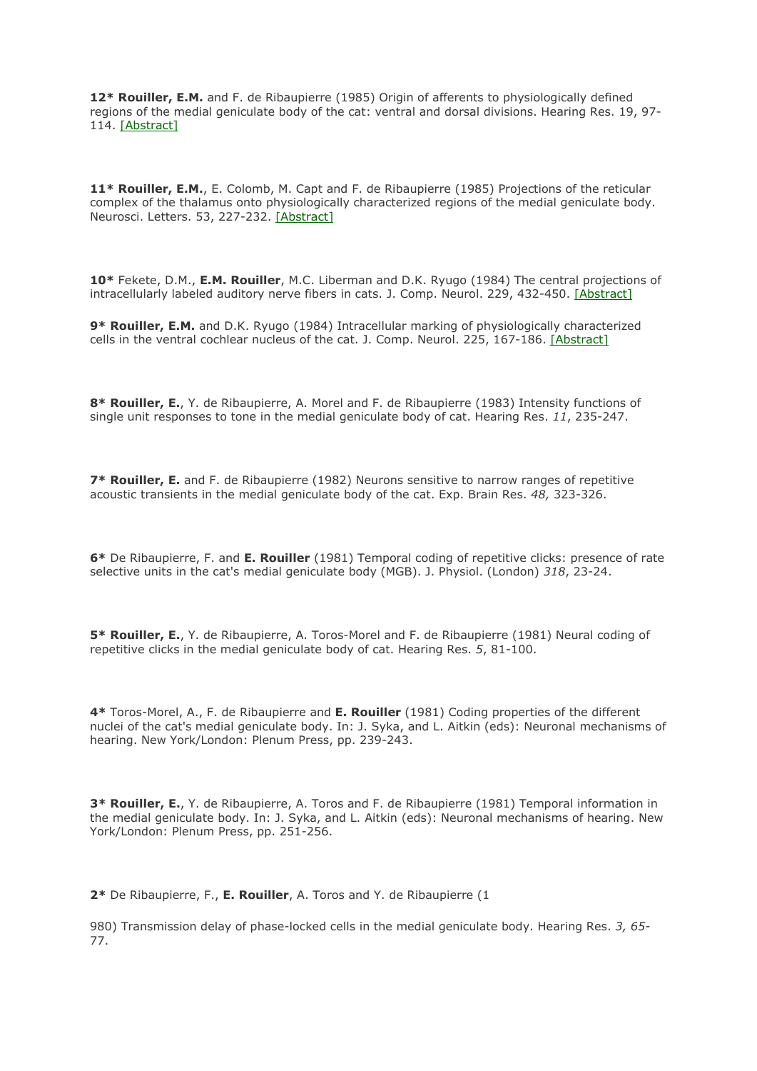**12*** **Rouiller, E.M.** and F. de Ribaupierre (1985) Origin of afferents to physiologically defined regions of the medial geniculate body of the cat: ventral and dorsal divisions. Hearing Res. 19, 97-114. [Abstract]

**11*** **Rouiller, E.M.**, E. Colomb, M. Capt and F. de Ribaupierre (1985) Projections of the reticular complex of the thalamus onto physiologically characterized regions of the medial geniculate body. Neurosci. Letters. 53, 227-232. [Abstract]

**10*** Fekete, D.M., **E.M. Rouiller**, M.C. Liberman and D.K. Ryugo (1984) The central projections of intracellularly labeled auditory nerve fibers in cats. J. Comp. Neurol. 229, 432-450. [Abstract]

**9*** **Rouiller, E.M.** and D.K. Ryugo (1984) Intracellular marking of physiologically characterized cells in the ventral cochlear nucleus of the cat. J. Comp. Neurol. 225, 167-186. [Abstract]

**8*** **Rouiller, E.**, Y. de Ribaupierre, A. Morel and F. de Ribaupierre (1983) Intensity functions of single unit responses to tone in the medial geniculate body of cat. Hearing Res. *11*, 235-247.

**7*** **Rouiller, E.** and F. de Ribaupierre (1982) Neurons sensitive to narrow ranges of repetitive acoustic transients in the medial geniculate body of the cat. Exp. Brain Res. *48,* 323-326.

**6*** De Ribaupierre, F. and **E. Rouiller** (1981) Temporal coding of repetitive clicks: presence of rate selective units in the cat's medial geniculate body (MGB). J. Physiol. (London) *318*, 23-24.

**5*** **Rouiller, E.**, Y. de Ribaupierre, A. Toros-Morel and F. de Ribaupierre (1981) Neural coding of repetitive clicks in the medial geniculate body of cat. Hearing Res. *5*, 81-100.

**4*** Toros-Morel, A., F. de Ribaupierre and **E. Rouiller** (1981) Coding properties of the different nuclei of the cat's medial geniculate body. In: J. Syka, and L. Aitkin (eds): Neuronal mechanisms of hearing. New York/London: Plenum Press, pp. 239-243.

**3*** **Rouiller, E.**, Y. de Ribaupierre, A. Toros and F. de Ribaupierre (1981) Temporal information in the medial geniculate body. In: J. Syka, and L. Aitkin (eds): Neuronal mechanisms of hearing. New York/London: Plenum Press, pp. 251-256.

**2*** De Ribaupierre, F., **E. Rouiller**, A. Toros and Y. de Ribaupierre (1980) Transmission delay of phase-locked cells in the medial geniculate body. Hearing Res. *3, 65*-77.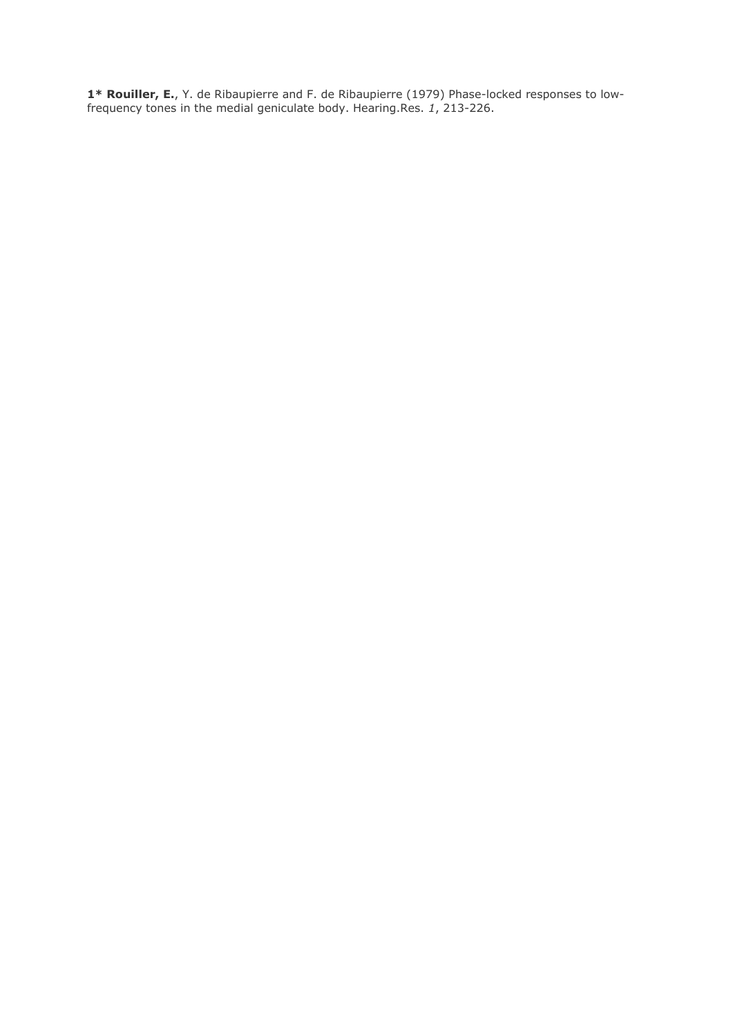**1* Rouiller, E.**, Y. de Ribaupierre and F. de Ribaupierre (1979) Phase-locked responses to low-frequency tones in the medial geniculate body. Hearing.Res. *1*, 213-226.